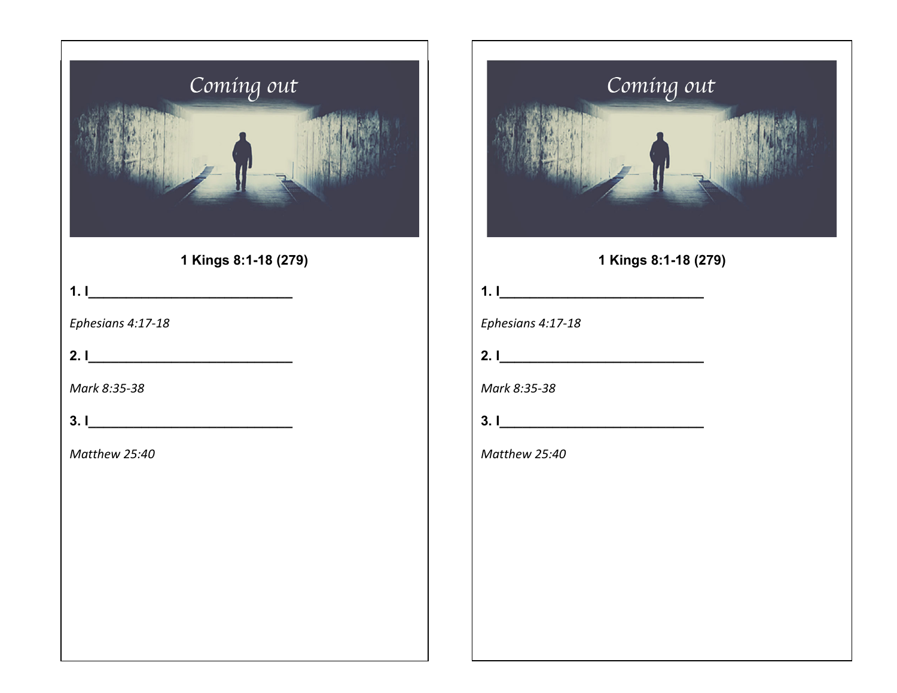# Coming out

**1 Kings 8:1-18 (279)**

**1. I_____________________________**

*Ephesians 4:17-18*

**2. I_____________________________**

*Mark 8:35-38*

**3. I_____________________________**

*Matthew 25:40*

# Coming out

**1 Kings 8:1-18 (279)**

**1. I_____________________________**

*Ephesians 4:17-18*

**2. I_____________________________**

*Mark 8:35-38*

**3. I_____________________________**

*Matthew 25:40*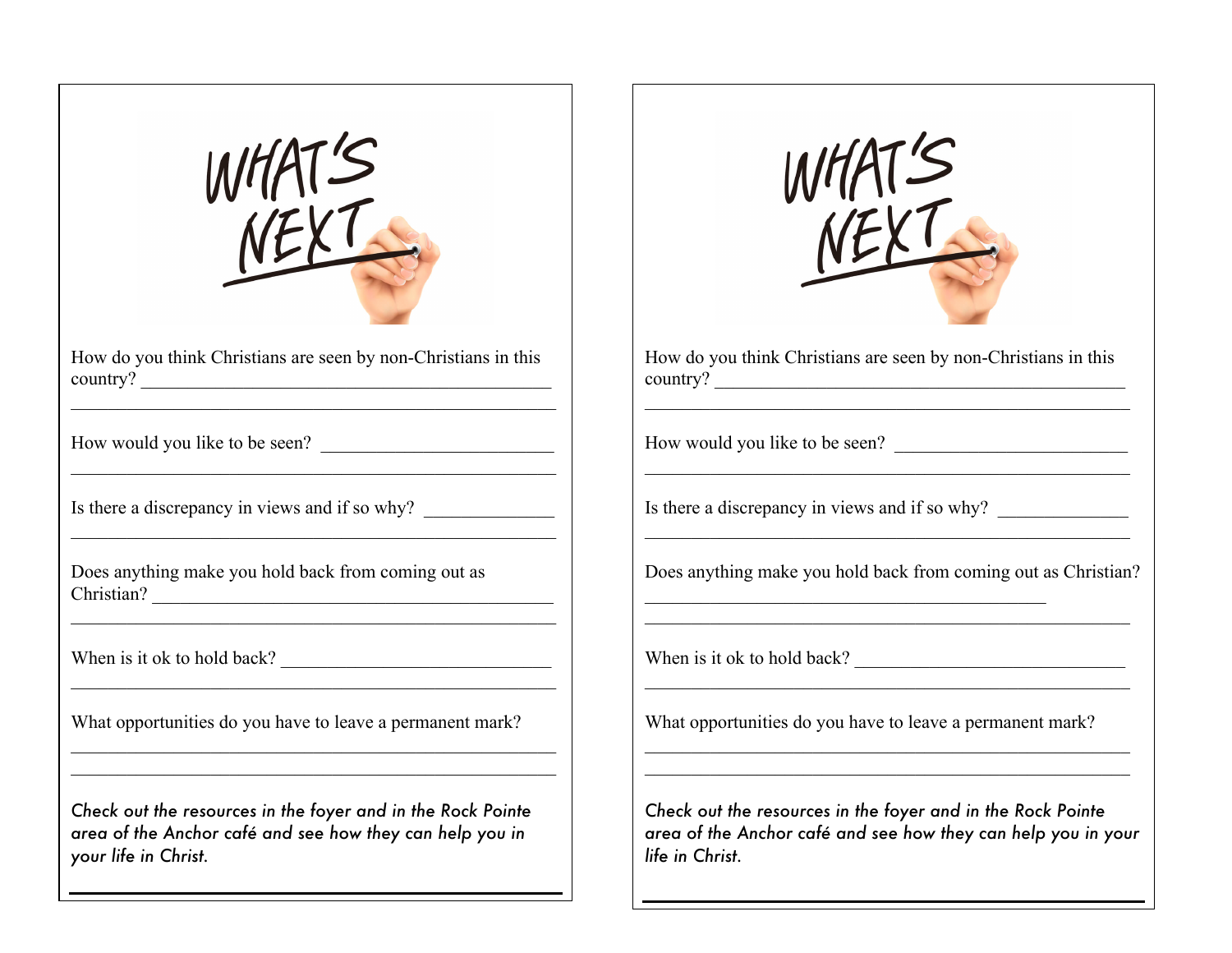# WHAT'S NEXT

How do you think Christians are seen by non-Christians in this country? ____________________________________________

____________________________________________________

How would you like to be seen? ________________________

____________________________________________________

Is there a discrepancy in views and if so why? _____________

____________________________________________________

Does anything make you hold back from coming out as Christian? ___________________________________________

____________________________________________________

When is it ok to hold back? ___________________________

____________________________________________________

What opportunities do you have to leave a permanent mark?

____________________________________________________

____________________________________________________

*Check out the resources in the foyer and in the Rock Pointe area of the Anchor café and see how they can help you in your life in Christ.*

# WHAT'S NEXT

How do you think Christians are seen by non-Christians in this country? ____________________________________________

____________________________________________________

How would you like to be seen? ________________________

____________________________________________________

Is there a discrepancy in views and if so why? _____________

____________________________________________________

Does anything make you hold back from coming out as Christian? ___________________________________________

____________________________________________________

When is it ok to hold back? ___________________________

____________________________________________________

What opportunities do you have to leave a permanent mark?

____________________________________________________

____________________________________________________

*Check out the resources in the foyer and in the Rock Pointe area of the Anchor café and see how they can help you in your life in Christ.*